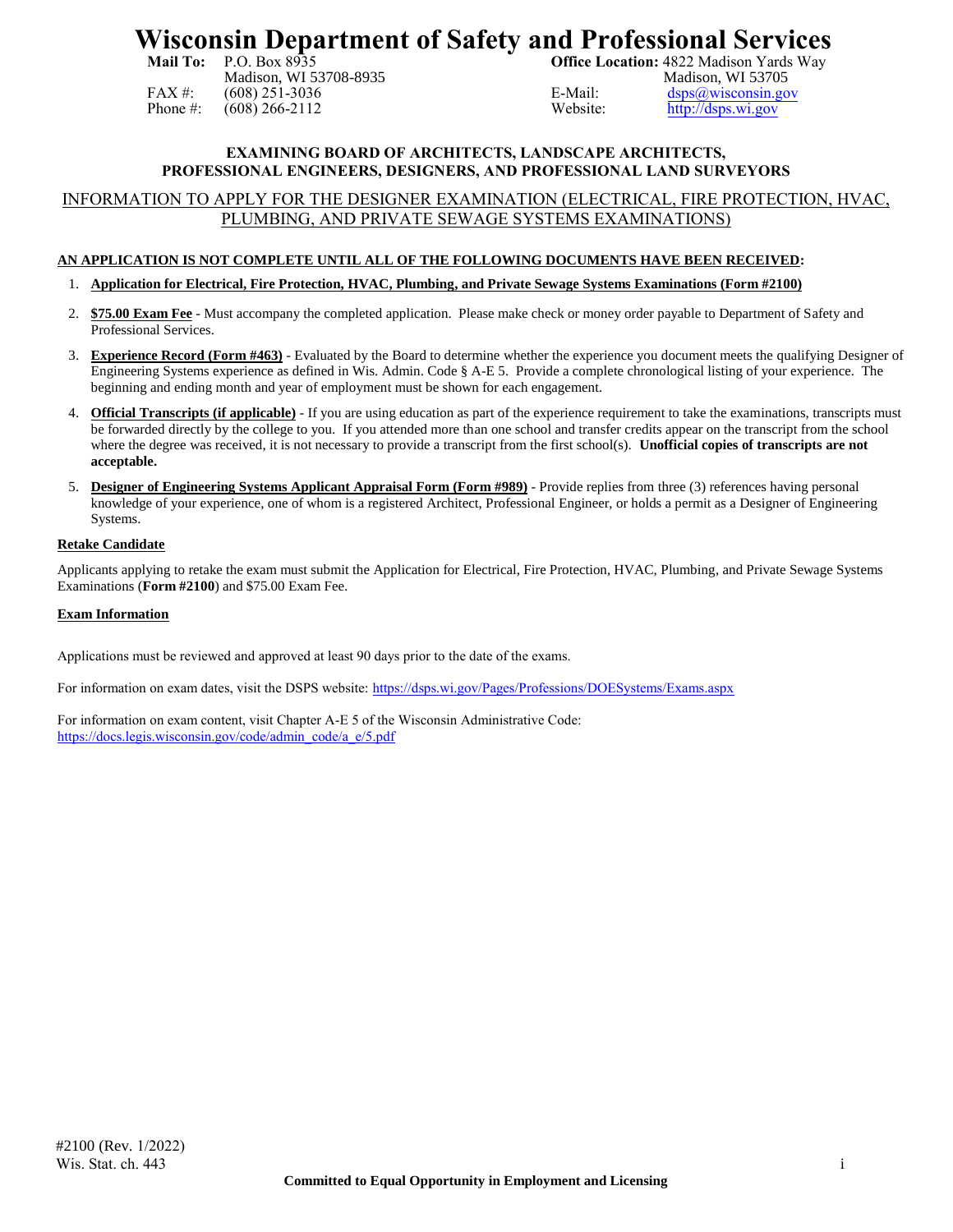# Wisconsin Department of Safety and Professional Services

**Mail To:** P.O. Box 8935
Madison, WI 53708-8935
FAX #: (608) 251-3036
Phone #: (608) 266-2112

**Office Location:** 4822 Madison Yards Way
Madison, WI 53705
E-Mail: dsps@wisconsin.gov
Website: http://dsps.wi.gov

### EXAMINING BOARD OF ARCHITECTS, LANDSCAPE ARCHITECTS, PROFESSIONAL ENGINEERS, DESIGNERS, AND PROFESSIONAL LAND SURVEYORS

## INFORMATION TO APPLY FOR THE DESIGNER EXAMINATION (ELECTRICAL, FIRE PROTECTION, HVAC, PLUMBING, AND PRIVATE SEWAGE SYSTEMS EXAMINATIONS)

**AN APPLICATION IS NOT COMPLETE UNTIL ALL OF THE FOLLOWING DOCUMENTS HAVE BEEN RECEIVED:**

1. **Application for Electrical, Fire Protection, HVAC, Plumbing, and Private Sewage Systems Examinations (Form #2100)**
2. **$75.00 Exam Fee** - Must accompany the completed application. Please make check or money order payable to Department of Safety and Professional Services.
3. **Experience Record (Form #463)** - Evaluated by the Board to determine whether the experience you document meets the qualifying Designer of Engineering Systems experience as defined in Wis. Admin. Code § A-E 5. Provide a complete chronological listing of your experience. The beginning and ending month and year of employment must be shown for each engagement.
4. **Official Transcripts (if applicable)** - If you are using education as part of the experience requirement to take the examinations, transcripts must be forwarded directly by the college to you. If you attended more than one school and transfer credits appear on the transcript from the school where the degree was received, it is not necessary to provide a transcript from the first school(s). **Unofficial copies of transcripts are not acceptable.**
5. **Designer of Engineering Systems Applicant Appraisal Form (Form #989)** - Provide replies from three (3) references having personal knowledge of your experience, one of whom is a registered Architect, Professional Engineer, or holds a permit as a Designer of Engineering Systems.

**Retake Candidate**

Applicants applying to retake the exam must submit the Application for Electrical, Fire Protection, HVAC, Plumbing, and Private Sewage Systems Examinations (**Form #2100**) and $75.00 Exam Fee.

**Exam Information**

Applications must be reviewed and approved at least 90 days prior to the date of the exams.

For information on exam dates, visit the DSPS website: https://dsps.wi.gov/Pages/Professions/DOESystems/Exams.aspx

For information on exam content, visit Chapter A-E 5 of the Wisconsin Administrative Code: https://docs.legis.wisconsin.gov/code/admin_code/a_e/5.pdf

#2100 (Rev. 1/2022)
Wis. Stat. ch. 443

**Committed to Equal Opportunity in Employment and Licensing**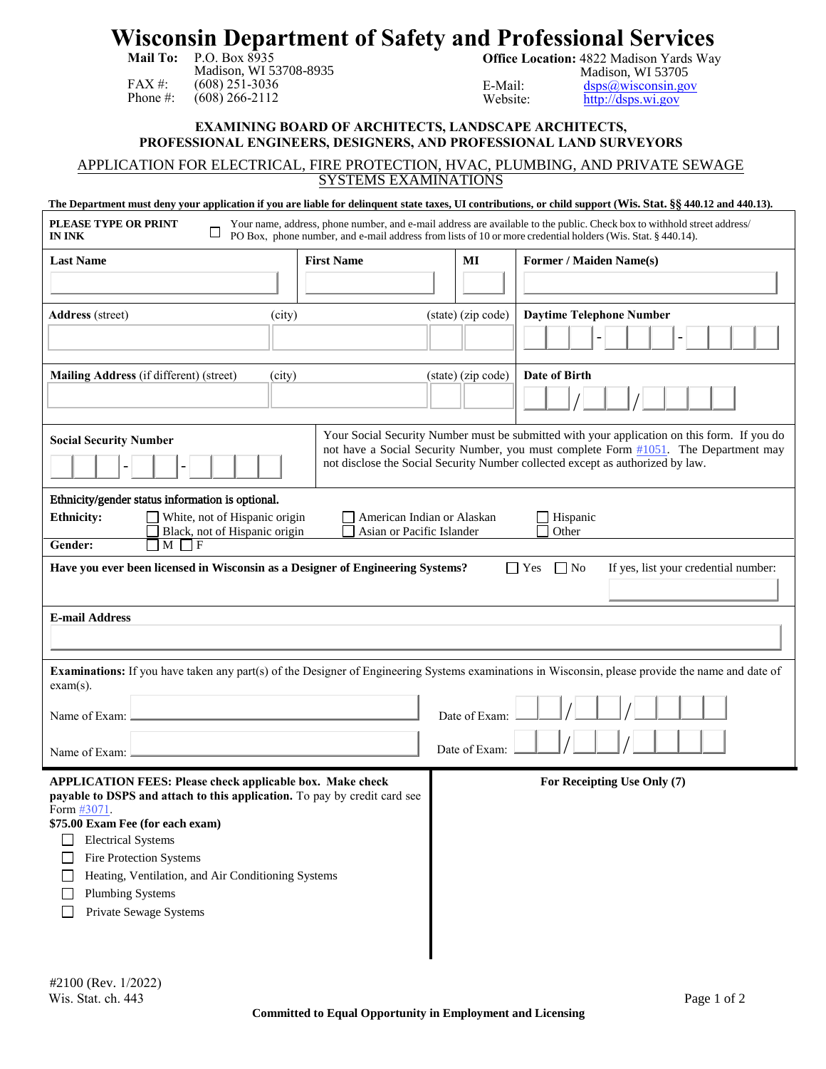# Wisconsin Department of Safety and Professional Services

**Mail To:** P.O. Box 8935
Madison, WI 53708-8935
FAX #: (608) 251-3036
Phone #: (608) 266-2112

**Office Location:** 4822 Madison Yards Way
Madison, WI 53705
E-Mail: dsps@wisconsin.gov
Website: http://dsps.wi.gov

**EXAMINING BOARD OF ARCHITECTS, LANDSCAPE ARCHITECTS, PROFESSIONAL ENGINEERS, DESIGNERS, AND PROFESSIONAL LAND SURVEYORS**

## APPLICATION FOR ELECTRICAL, FIRE PROTECTION, HVAC, PLUMBING, AND PRIVATE SEWAGE SYSTEMS EXAMINATIONS

**The Department must deny your application if you are liable for delinquent state taxes, UI contributions, or child support (Wis. Stat. §§ 440.12 and 440.13).**

**PLEASE TYPE OR PRINT IN INK**

☐ Your name, address, phone number, and e-mail address are available to the public. Check box to withhold street address/ PO Box, phone number, and e-mail address from lists of 10 or more credential holders (Wis. Stat. § 440.14).

| **Last Name** | **First Name** | **MI** | **Former / Maiden Name(s)** |
|---|---|---|---|
| | | | |

| **Address** (street) | (city) | (state) | (zip code) | **Daytime Telephone Number** |
|---|---|---|---|---|
| | | | | ___ - ___ - ____ |

| **Mailing Address** (if different) (street) | (city) | (state) | (zip code) | **Date of Birth** |
|---|---|---|---|---|
| | | | | __ / __ / ____ |

**Social Security Number** ___ - __ - ____

Your Social Security Number must be submitted with your application on this form. If you do not have a Social Security Number, you must complete Form #1051. The Department may not disclose the Social Security Number collected except as authorized by law.

Ethnicity/gender status information is optional.

**Ethnicity:**
☐ White, not of Hispanic origin
☐ Black, not of Hispanic origin
☐ American Indian or Alaskan
☐ Asian or Pacific Islander
☐ Hispanic
☐ Other

**Gender:** ☐ M ☐ F

**Have you ever been licensed in Wisconsin as a Designer of Engineering Systems?** ☐ Yes ☐ No If yes, list your credential number: ____________

**E-mail Address**

**Examinations:** If you have taken any part(s) of the Designer of Engineering Systems examinations in Wisconsin, please provide the name and date of exam(s).

Name of Exam: ____________ Date of Exam: __ / __ / ____

Name of Exam: ____________ Date of Exam: __ / __ / ____

**APPLICATION FEES: Please check applicable box. Make check payable to DSPS and attach to this application.** To pay by credit card see Form #3071.

**$75.00 Exam Fee (for each exam)**

☐ Electrical Systems
☐ Fire Protection Systems
☐ Heating, Ventilation, and Air Conditioning Systems
☐ Plumbing Systems
☐ Private Sewage Systems

**For Receipting Use Only (7)**

#2100 (Rev. 1/2022)
Wis. Stat. ch. 443

**Committed to Equal Opportunity in Employment and Licensing**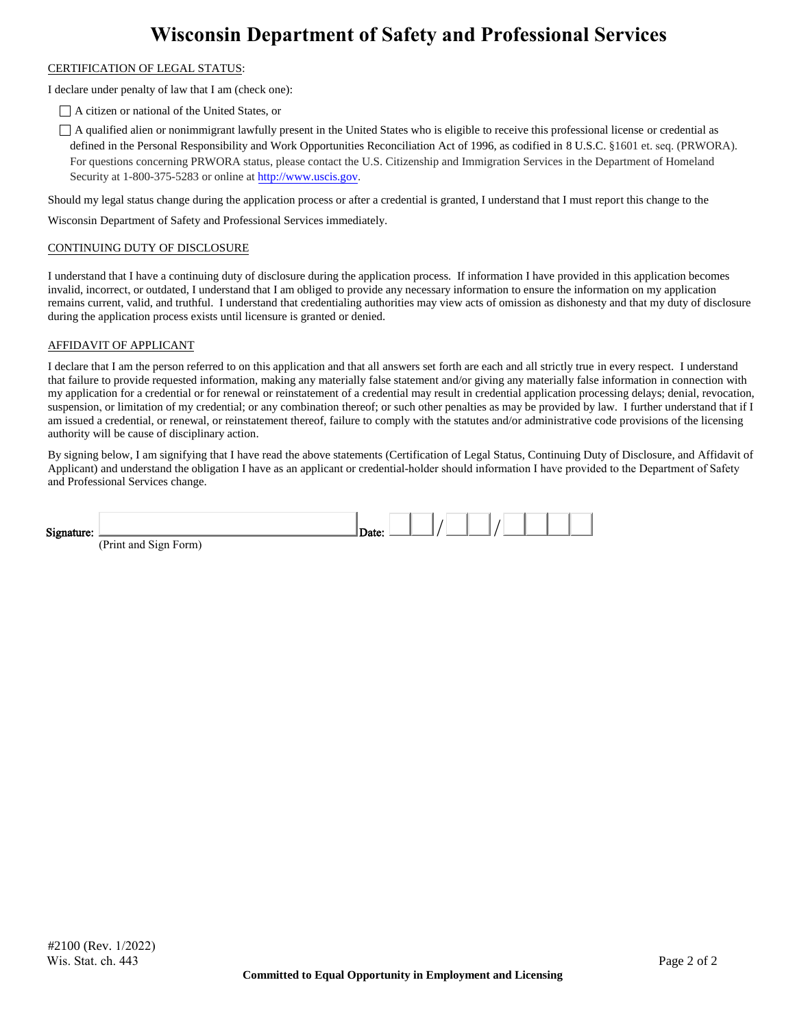# Wisconsin Department of Safety and Professional Services

CERTIFICATION OF LEGAL STATUS:

I declare under penalty of law that I am (check one):

☐ A citizen or national of the United States, or

☐ A qualified alien or nonimmigrant lawfully present in the United States who is eligible to receive this professional license or credential as defined in the Personal Responsibility and Work Opportunities Reconciliation Act of 1996, as codified in 8 U.S.C. §1601 et. seq. (PRWORA). For questions concerning PRWORA status, please contact the U.S. Citizenship and Immigration Services in the Department of Homeland Security at 1-800-375-5283 or online at http://www.uscis.gov.

Should my legal status change during the application process or after a credential is granted, I understand that I must report this change to the Wisconsin Department of Safety and Professional Services immediately.

CONTINUING DUTY OF DISCLOSURE

I understand that I have a continuing duty of disclosure during the application process. If information I have provided in this application becomes invalid, incorrect, or outdated, I understand that I am obliged to provide any necessary information to ensure the information on my application remains current, valid, and truthful. I understand that credentialing authorities may view acts of omission as dishonesty and that my duty of disclosure during the application process exists until licensure is granted or denied.

AFFIDAVIT OF APPLICANT

I declare that I am the person referred to on this application and that all answers set forth are each and all strictly true in every respect. I understand that failure to provide requested information, making any materially false statement and/or giving any materially false information in connection with my application for a credential or for renewal or reinstatement of a credential may result in credential application processing delays; denial, revocation, suspension, or limitation of my credential; or any combination thereof; or such other penalties as may be provided by law. I further understand that if I am issued a credential, or renewal, or reinstatement thereof, failure to comply with the statutes and/or administrative code provisions of the licensing authority will be cause of disciplinary action.

By signing below, I am signifying that I have read the above statements (Certification of Legal Status, Continuing Duty of Disclosure, and Affidavit of Applicant) and understand the obligation I have as an applicant or credential-holder should information I have provided to the Department of Safety and Professional Services change.

Signature: ______________________ Date: __ __ / __ __ / __ __ __ __
(Print and Sign Form)

#2100 (Rev. 1/2022)
Wis. Stat. ch. 443

**Committed to Equal Opportunity in Employment and Licensing**